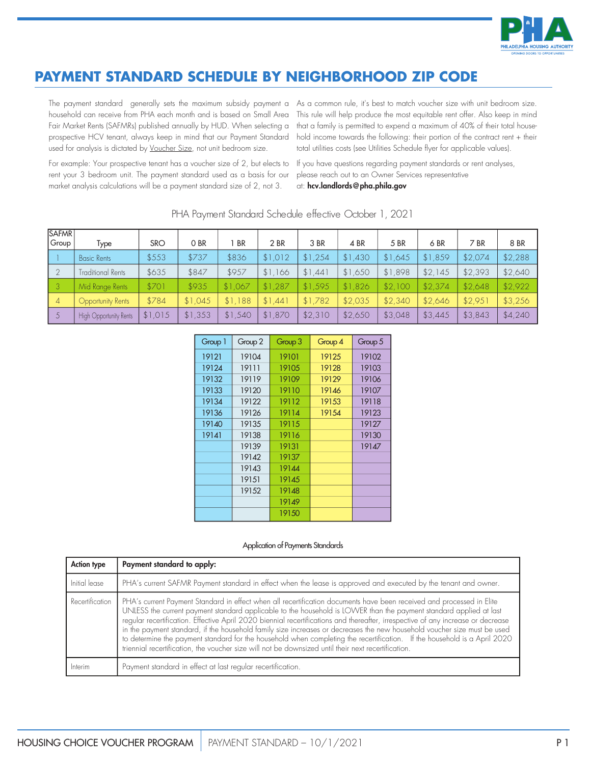# PAYMENT STANDARD SCHEDULE BY NEIGHBORHOOD ZIP CODE

The payment standard generally sets the maximum subsidy payment a household can receive from PHA each month and is based on Small Area Fair Market Rents (SAFMRs) published annually by HUD. When selecting a prospective HCV tenant, always keep in mind that our Payment Standard used for analysis is dictated by Voucher Size, not unit bedroom size.

For example: Your prospective tenant has a voucher size of 2, but elects to rent your 3 bedroom unit. The payment standard used as a basis for our market analysis calculations will be a payment standard size of 2, not 3.

As a common rule, it's best to match voucher size with unit bedroom size. This rule will help produce the most equitable rent offer. Also keep in mind that a family is permitted to expend a maximum of 40% of their total household income towards the following: their portion of the contract rent + their total utilities costs (see Utilities Schedule flyer for applicable values).

If you have questions regarding payment standards or rent analyses, please reach out to an Owner Services representative at: **hcv.landlords@pha.phila.gov**

PHA Payment Standard Schedule effective October 1, 2021

| SAFMR Group | Type | SRO | 0 BR | 1 BR | 2 BR | 3 BR | 4 BR | 5 BR | 6 BR | 7 BR | 8 BR |
|---|---|---|---|---|---|---|---|---|---|---|---|
| 1 | Basic Rents | $553 | $737 | $836 | $1,012 | $1,254 | $1,430 | $1,645 | $1,859 | $2,074 | $2,288 |
| 2 | Traditional Rents | $635 | $847 | $957 | $1,166 | $1,441 | $1,650 | $1,898 | $2,145 | $2,393 | $2,640 |
| 3 | Mid Range Rents | $701 | $935 | $1,067 | $1,287 | $1,595 | $1,826 | $2,100 | $2,374 | $2,648 | $2,922 |
| 4 | Opportunity Rents | $784 | $1,045 | $1,188 | $1,441 | $1,782 | $2,035 | $2,340 | $2,646 | $2,951 | $3,256 |
| 5 | High Opportunity Rents | $1,015 | $1,353 | $1,540 | $1,870 | $2,310 | $2,650 | $3,048 | $3,445 | $3,843 | $4,240 |

| Group 1 | Group 2 | Group 3 | Group 4 | Group 5 |
|---|---|---|---|---|
| 19121 | 19104 | 19101 | 19125 | 19102 |
| 19124 | 19111 | 19105 | 19128 | 19103 |
| 19132 | 19119 | 19109 | 19129 | 19106 |
| 19133 | 19120 | 19110 | 19146 | 19107 |
| 19134 | 19122 | 19112 | 19153 | 19118 |
| 19136 | 19126 | 19114 | 19154 | 19123 |
| 19140 | 19135 | 19115 | | 19127 |
| 19141 | 19138 | 19116 | | 19130 |
| | 19139 | 19131 | | 19147 |
| | 19142 | 19137 | | |
| | 19143 | 19144 | | |
| | 19151 | 19145 | | |
| | 19152 | 19148 | | |
| | | 19149 | | |
| | | 19150 | | |

Application of Payments Standards

| Action type | Payment standard to apply: |
|---|---|
| Initial lease | PHA's current SAFMR Payment standard in effect when the lease is approved and executed by the tenant and owner. |
| Recertification | PHA's current Payment Standard in effect when all recertification documents have been received and processed in Elite UNLESS the current payment standard applicable to the household is LOWER than the payment standard applied at last regular recertification. Effective April 2020 biennial recertifications and thereafter, irrespective of any increase or decrease in the payment standard, if the household family size increases or decreases the new household voucher size must be used to determine the payment standard for the household when completing the recertification. If the household is a April 2020 triennial recertification, the voucher size will not be downsized until their next recertification. |
| Interim | Payment standard in effect at last regular recertification. |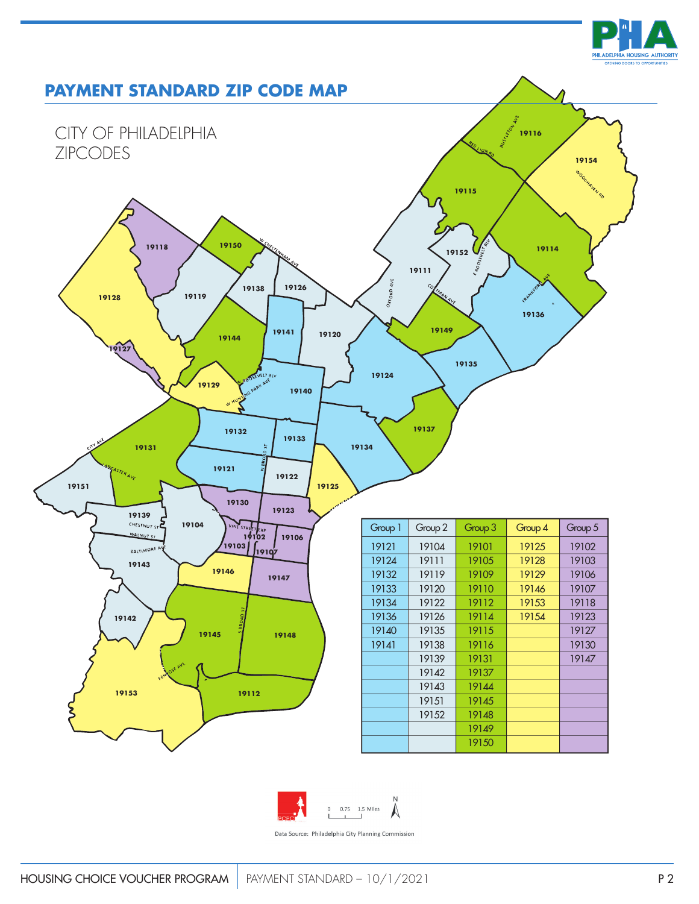## PAYMENT STANDARD ZIP CODE MAP

CITY OF PHILADELPHIA ZIPCODES

| Group 1 | Group 2 | Group 3 | Group 4 | Group 5 |
|---|---|---|---|---|
| 19121 | 19104 | 19101 | 19125 | 19102 |
| 19124 | 19111 | 19105 | 19128 | 19103 |
| 19132 | 19119 | 19109 | 19129 | 19106 |
| 19133 | 19120 | 19110 | 19146 | 19107 |
| 19134 | 19122 | 19112 | 19153 | 19118 |
| 19136 | 19126 | 19114 | 19154 | 19123 |
| 19140 | 19135 | 19115 | | 19127 |
| 19141 | 19138 | 19116 | | 19130 |
| | 19139 | 19131 | | 19147 |
| | 19142 | 19137 | | |
| | 19143 | 19144 | | |
| | 19151 | 19145 | | |
| | 19152 | 19148 | | |
| | | 19149 | | |
| | | 19150 | | |

Data Source: Philadelphia City Planning Commission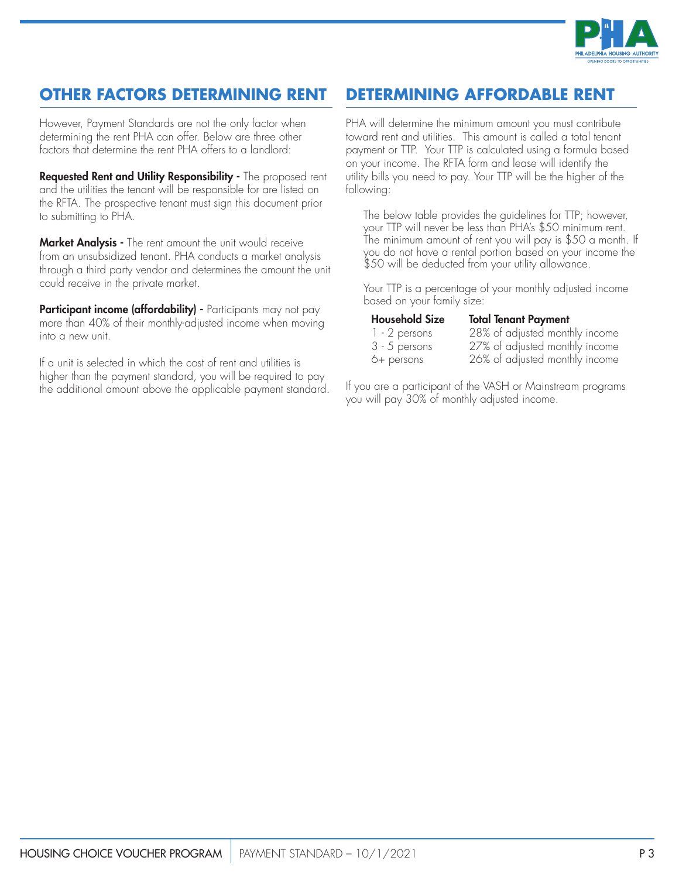## OTHER FACTORS DETERMINING RENT

However, Payment Standards are not the only factor when determining the rent PHA can offer. Below are three other factors that determine the rent PHA offers to a landlord:

**Requested Rent and Utility Responsibility -** The proposed rent and the utilities the tenant will be responsible for are listed on the RFTA. The prospective tenant must sign this document prior to submitting to PHA.

**Market Analysis -** The rent amount the unit would receive from an unsubsidized tenant. PHA conducts a market analysis through a third party vendor and determines the amount the unit could receive in the private market.

**Participant income (affordability) -** Participants may not pay more than 40% of their monthly-adjusted income when moving into a new unit.

If a unit is selected in which the cost of rent and utilities is higher than the payment standard, you will be required to pay the additional amount above the applicable payment standard.

## DETERMINING AFFORDABLE RENT

PHA will determine the minimum amount you must contribute toward rent and utilities. This amount is called a total tenant payment or TTP. Your TTP is calculated using a formula based on your income. The RFTA form and lease will identify the utility bills you need to pay. Your TTP will be the higher of the following:

The below table provides the guidelines for TTP; however, your TTP will never be less than PHA's $50 minimum rent. The minimum amount of rent you will pay is $50 a month. If you do not have a rental portion based on your income the $50 will be deducted from your utility allowance.

Your TTP is a percentage of your monthly adjusted income based on your family size:

| Household Size | Total Tenant Payment |
|---|---|
| 1 - 2 persons | 28% of adjusted monthly income |
| 3 - 5 persons | 27% of adjusted monthly income |
| 6+ persons | 26% of adjusted monthly income |

If you are a participant of the VASH or Mainstream programs you will pay 30% of monthly adjusted income.